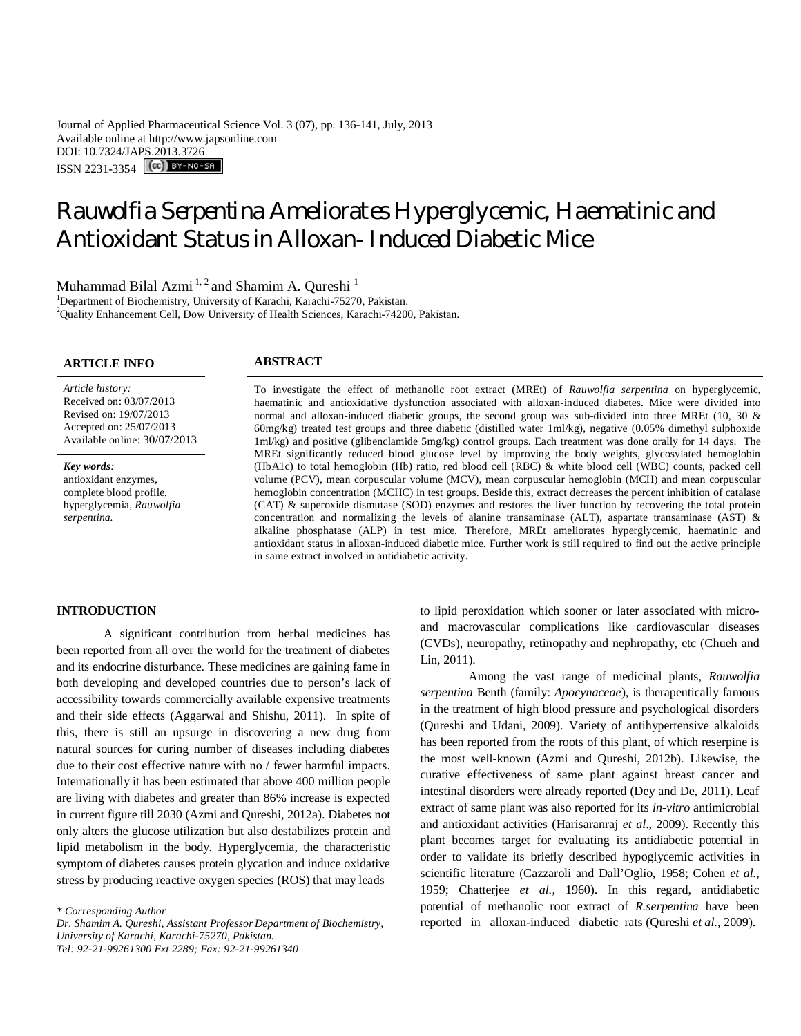Journal of Applied Pharmaceutical Science Vol. 3 (07), pp. 136-141, July, 2013
Available online at http://www.japsonline.com
DOI: 10.7324/JAPS.2013.3726
ISSN 2231-3354

# Rauwolfia Serpentina Ameliorates Hyperglycemic, Haematinic and Antioxidant Status in Alloxan- Induced Diabetic Mice

Muhammad Bilal Azmi [1, 2] and Shamim A. Qureshi [1]

[1]Department of Biochemistry, University of Karachi, Karachi-75270, Pakistan.
[2]Quality Enhancement Cell, Dow University of Health Sciences, Karachi-74200, Pakistan.

## ARTICLE INFO

*Article history:*
Received on: 03/07/2013
Revised on: 19/07/2013
Accepted on: 25/07/2013
Available online: 30/07/2013

***Key words**:*
antioxidant enzymes, complete blood profile, hyperglycemia, *Rauwolfia serpentina.*

## ABSTRACT

To investigate the effect of methanolic root extract (MREt) of *Rauwolfia serpentina* on hyperglycemic, haematinic and antioxidative dysfunction associated with alloxan-induced diabetes. Mice were divided into normal and alloxan-induced diabetic groups, the second group was sub-divided into three MREt (10, 30 & 60mg/kg) treated test groups and three diabetic (distilled water 1ml/kg), negative (0.05% dimethyl sulphoxide 1ml/kg) and positive (glibenclamide 5mg/kg) control groups. Each treatment was done orally for 14 days. The MREt significantly reduced blood glucose level by improving the body weights, glycosylated hemoglobin (HbA1c) to total hemoglobin (Hb) ratio, red blood cell (RBC) & white blood cell (WBC) counts, packed cell volume (PCV), mean corpuscular volume (MCV), mean corpuscular hemoglobin (MCH) and mean corpuscular hemoglobin concentration (MCHC) in test groups. Beside this, extract decreases the percent inhibition of catalase (CAT) & superoxide dismutase (SOD) enzymes and restores the liver function by recovering the total protein concentration and normalizing the levels of alanine transaminase (ALT), aspartate transaminase (AST) & alkaline phosphatase (ALP) in test mice. Therefore, MREt ameliorates hyperglycemic, haematinic and antioxidant status in alloxan-induced diabetic mice. Further work is still required to find out the active principle in same extract involved in antidiabetic activity.

## INTRODUCTION

A significant contribution from herbal medicines has been reported from all over the world for the treatment of diabetes and its endocrine disturbance. These medicines are gaining fame in both developing and developed countries due to person's lack of accessibility towards commercially available expensive treatments and their side effects (Aggarwal and Shishu, 2011). In spite of this, there is still an upsurge in discovering a new drug from natural sources for curing number of diseases including diabetes due to their cost effective nature with no / fewer harmful impacts. Internationally it has been estimated that above 400 million people are living with diabetes and greater than 86% increase is expected in current figure till 2030 (Azmi and Qureshi, 2012a). Diabetes not only alters the glucose utilization but also destabilizes protein and lipid metabolism in the body. Hyperglycemia, the characteristic symptom of diabetes causes protein glycation and induce oxidative stress by producing reactive oxygen species (ROS) that may leads to lipid peroxidation which sooner or later associated with micro- and macrovascular complications like cardiovascular diseases (CVDs), neuropathy, retinopathy and nephropathy, etc (Chueh and Lin, 2011).

Among the vast range of medicinal plants, *Rauwolfia serpentina* Benth (family: *Apocynaceae*), is therapeutically famous in the treatment of high blood pressure and psychological disorders (Qureshi and Udani, 2009). Variety of antihypertensive alkaloids has been reported from the roots of this plant, of which reserpine is the most well-known (Azmi and Qureshi, 2012b). Likewise, the curative effectiveness of same plant against breast cancer and intestinal disorders were already reported (Dey and De, 2011). Leaf extract of same plant was also reported for its *in-vitro* antimicrobial and antioxidant activities (Harisaranraj *et al*., 2009). Recently this plant becomes target for evaluating its antidiabetic potential in order to validate its briefly described hypoglycemic activities in scientific literature (Cazzaroli and Dall'Oglio, 1958; Cohen *et al.,* 1959; Chatterjee *et al.,* 1960). In this regard, antidiabetic potential of methanolic root extract of *R.serpentina* have been reported in alloxan-induced diabetic rats (Qureshi *et al.*, 2009).

---

*\* Corresponding Author*
*Dr. Shamim A. Qureshi, Assistant Professor Department of Biochemistry, University of Karachi, Karachi-75270, Pakistan.*
*Tel: 92-21-99261300 Ext 2289; Fax: 92-21-99261340*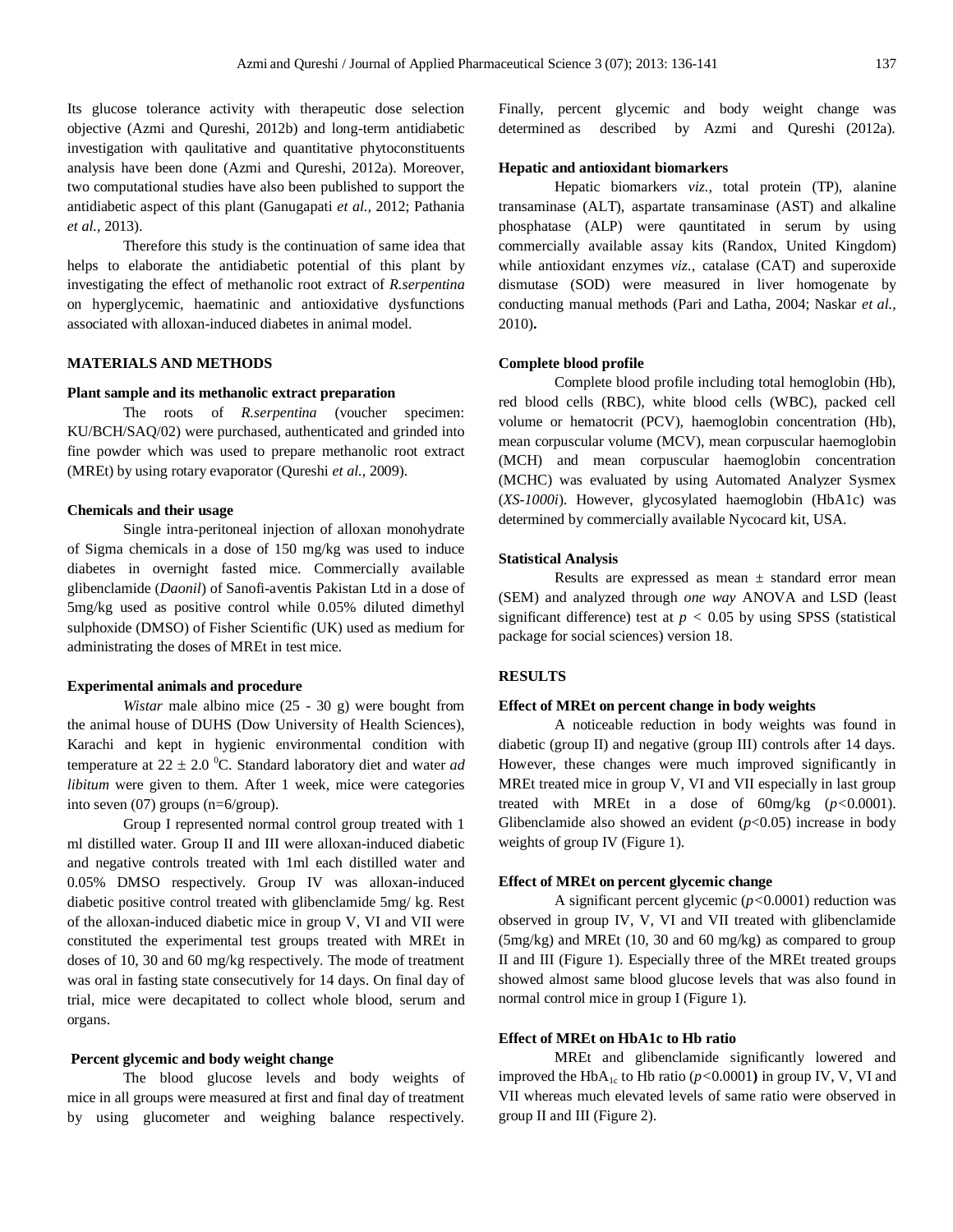Its glucose tolerance activity with therapeutic dose selection objective (Azmi and Qureshi, 2012b) and long-term antidiabetic investigation with qalitative and quantitative phytoconstituents analysis have been done (Azmi and Qureshi, 2012a). Moreover, two computational studies have also been published to support the antidiabetic aspect of this plant (Ganugapati *et al.,* 2012; Pathania *et al.,* 2013).

Therefore this study is the continuation of same idea that helps to elaborate the antidiabetic potential of this plant by investigating the effect of methanolic root extract of *R.serpentina* on hyperglycemic, haematinic and antioxidative dysfunctions associated with alloxan-induced diabetes in animal model.

## MATERIALS AND METHODS

### Plant sample and its methanolic extract preparation

The roots of *R.serpentina* (voucher specimen: KU/BCH/SAQ/02) were purchased, authenticated and grinded into fine powder which was used to prepare methanolic root extract (MREt) by using rotary evaporator (Qureshi *et al.,* 2009).

### Chemicals and their usage

Single intra-peritoneal injection of alloxan monohydrate of Sigma chemicals in a dose of 150 mg/kg was used to induce diabetes in overnight fasted mice. Commercially available glibenclamide (*Daonil*) of Sanofi-aventis Pakistan Ltd in a dose of 5mg/kg used as positive control while 0.05% diluted dimethyl sulphoxide (DMSO) of Fisher Scientific (UK) used as medium for administrating the doses of MREt in test mice.

### Experimental animals and procedure

*Wistar* male albino mice (25 - 30 g) were bought from the animal house of DUHS (Dow University of Health Sciences), Karachi and kept in hygienic environmental condition with temperature at $22 \pm 2.0\ ^{0}$C. Standard laboratory diet and water *ad libitum* were given to them. After 1 week, mice were categories into seven (07) groups (n=6/group).

Group I represented normal control group treated with 1 ml distilled water. Group II and III were alloxan-induced diabetic and negative controls treated with 1ml each distilled water and 0.05% DMSO respectively. Group IV was alloxan-induced diabetic positive control treated with glibenclamide 5mg/ kg. Rest of the alloxan-induced diabetic mice in group V, VI and VII were constituted the experimental test groups treated with MREt in doses of 10, 30 and 60 mg/kg respectively. The mode of treatment was oral in fasting state consecutively for 14 days. On final day of trial, mice were decapitated to collect whole blood, serum and organs.

### Percent glycemic and body weight change

The blood glucose levels and body weights of mice in all groups were measured at first and final day of treatment by using glucometer and weighing balance respectively. Finally, percent glycemic and body weight change was determined as described by Azmi and Qureshi (2012a).

### Hepatic and antioxidant biomarkers

Hepatic biomarkers *viz.,* total protein (TP), alanine transaminase (ALT), aspartate transaminase (AST) and alkaline phosphatase (ALP) were qauntitated in serum by using commercially available assay kits (Randox, United Kingdom) while antioxidant enzymes *viz.,* catalase (CAT) and superoxide dismutase (SOD) were measured in liver homogenate by conducting manual methods (Pari and Latha, 2004; Naskar *et al.,* 2010).

### Complete blood profile

Complete blood profile including total hemoglobin (Hb), red blood cells (RBC), white blood cells (WBC), packed cell volume or hematocrit (PCV), haemoglobin concentration (Hb), mean corpuscular volume (MCV), mean corpuscular haemoglobin (MCH) and mean corpuscular haemoglobin concentration (MCHC) was evaluated by using Automated Analyzer Sysmex (*XS-1000i*). However, glycosylated haemoglobin (HbA1c) was determined by commercially available Nycocard kit, USA.

### Statistical Analysis

Results are expressed as mean ± standard error mean (SEM) and analyzed through *one way* ANOVA and LSD (least significant difference) test at $p < 0.05$ by using SPSS (statistical package for social sciences) version 18.

## RESULTS

### Effect of MREt on percent change in body weights

A noticeable reduction in body weights was found in diabetic (group II) and negative (group III) controls after 14 days. However, these changes were much improved significantly in MREt treated mice in group V, VI and VII especially in last group treated with MREt in a dose of 60mg/kg ($p<0.0001$). Glibenclamide also showed an evident ($p<0.05$) increase in body weights of group IV (Figure 1).

### Effect of MREt on percent glycemic change

A significant percent glycemic ($p<0.0001$) reduction was observed in group IV, V, VI and VII treated with glibenclamide (5mg/kg) and MREt (10, 30 and 60 mg/kg) as compared to group II and III (Figure 1). Especially three of the MREt treated groups showed almost same blood glucose levels that was also found in normal control mice in group I (Figure 1).

### Effect of MREt on HbA1c to Hb ratio

MREt and glibenclamide significantly lowered and improved the $HbA_{1c}$ to Hb ratio ($p<0.0001$**)** in group IV, V, VI and VII whereas much elevated levels of same ratio were observed in group II and III (Figure 2).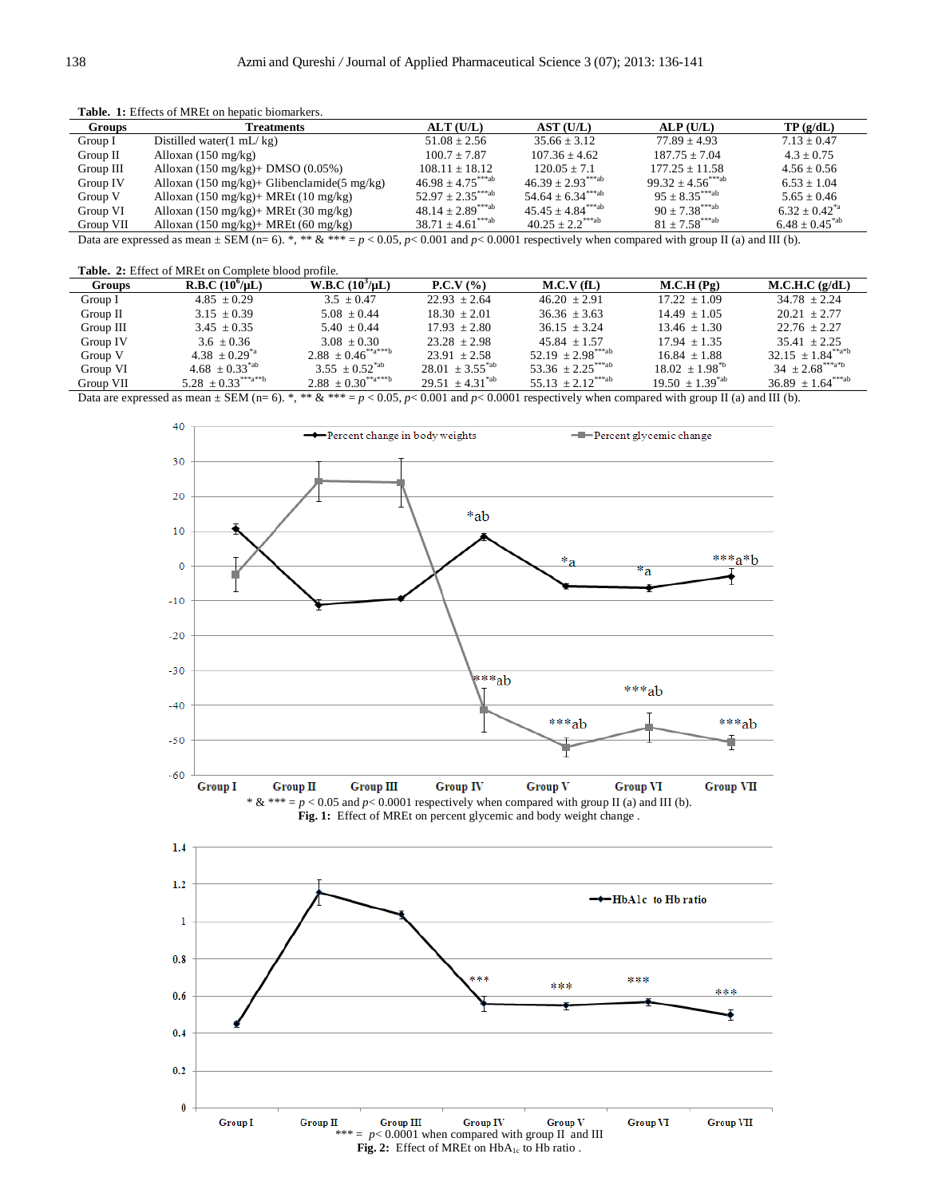**Table. 1:** Effects of MREt on hepatic biomarkers.

| Groups | Treatments | ALT (U/L) | AST (U/L) | ALP (U/L) | TP (g/dL) |
|---|---|---|---|---|---|
| Group I | Distilled water(1 mL/ kg) | 51.08 ± 2.56 | 35.66 ± 3.12 | 77.89 ± 4.93 | 7.13 ± 0.47 |
| Group II | Alloxan (150 mg/kg) | 100.7 ± 7.87 | 107.36 ± 4.62 | 187.75 ± 7.04 | 4.3 ± 0.75 |
| Group III | Alloxan (150 mg/kg)+ DMSO (0.05%) | 108.11 ± 18.12 | 120.05 ± 7.1 | 177.25 ± 11.58 | 4.56 ± 0.56 |
| Group IV | Alloxan (150 mg/kg)+ Glibenclamide(5 mg/kg) | 46.98 ± 4.75***ab | 46.39 ± 2.93***ab | 99.32 ± 4.56***ab | 6.53 ± 1.04 |
| Group V | Alloxan (150 mg/kg)+ MREt (10 mg/kg) | 52.97 ± 2.35***ab | 54.64 ± 6.34***ab | 95 ± 8.35***ab | 5.65 ± 0.46 |
| Group VI | Alloxan (150 mg/kg)+ MREt (30 mg/kg) | 48.14 ± 2.89***ab | 45.45 ± 4.84***ab | 90 ± 7.38***ab | 6.32 ± 0.42*a |
| Group VII | Alloxan (150 mg/kg)+ MREt (60 mg/kg) | 38.71 ± 4.61***ab | 40.25 ± 2.2***ab | 81 ± 7.58***ab | 6.48 ± 0.45*ab |

Data are expressed as mean ± SEM (n= 6). *, ** & *** = $p < 0.05$, $p < 0.001$ and $p < 0.0001$ respectively when compared with group II (a) and III (b).

**Table. 2:** Effect of MREt on Complete blood profile.

| Groups | R.B.C ($10^6$/μL) | W.B.C ($10^3$/μL) | P.C.V (%) | M.C.V (fL) | M.C.H (Pg) | M.C.H.C (g/dL) |
|---|---|---|---|---|---|---|
| Group I | 4.85 ± 0.29 | 3.5 ± 0.47 | 22.93 ± 2.64 | 46.20 ± 2.91 | 17.22 ± 1.09 | 34.78 ± 2.24 |
| Group II | 3.15 ± 0.39 | 5.08 ± 0.44 | 18.30 ± 2.01 | 36.36 ± 3.63 | 14.49 ± 1.05 | 20.21 ± 2.77 |
| Group III | 3.45 ± 0.35 | 5.40 ± 0.44 | 17.93 ± 2.80 | 36.15 ± 3.24 | 13.46 ± 1.30 | 22.76 ± 2.27 |
| Group IV | 3.6 ± 0.36 | 3.08 ± 0.30 | 23.28 ± 2.98 | 45.84 ± 1.57 | 17.94 ± 1.35 | 35.41 ± 2.25 |
| Group V | 4.38 ± 0.29*a | 2.88 ± 0.46**a***b | 23.91 ± 2.58 | 52.19 ± 2.98***ab | 16.84 ± 1.88 | 32.15 ± 1.84**a*b |
| Group VI | 4.68 ± 0.33*ab | 3.55 ± 0.52*ab | 28.01 ± 3.55*ab | 53.36 ± 2.25***ab | 18.02 ± 1.98*b | 34 ± 2.68***a*b |
| Group VII | 5.28 ± 0.33***a**b | 2.88 ± 0.30**a***b | 29.51 ± 4.31*ab | 55.13 ± 2.12***ab | 19.50 ± 1.39*ab | 36.89 ± 1.64***ab |

Data are expressed as mean ± SEM (n= 6). *, ** & *** = $p < 0.05$, $p < 0.001$ and $p < 0.0001$ respectively when compared with group II (a) and III (b).

* & *** = $p < 0.05$ and $p < 0.0001$ respectively when compared with group II (a) and III (b).

**Fig. 1:** Effect of MREt on percent glycemic and body weight change .

*** = $p < 0.0001$ when compared with group II and III

**Fig. 2:** Effect of MREt on $HbA_{1c}$ to Hb ratio .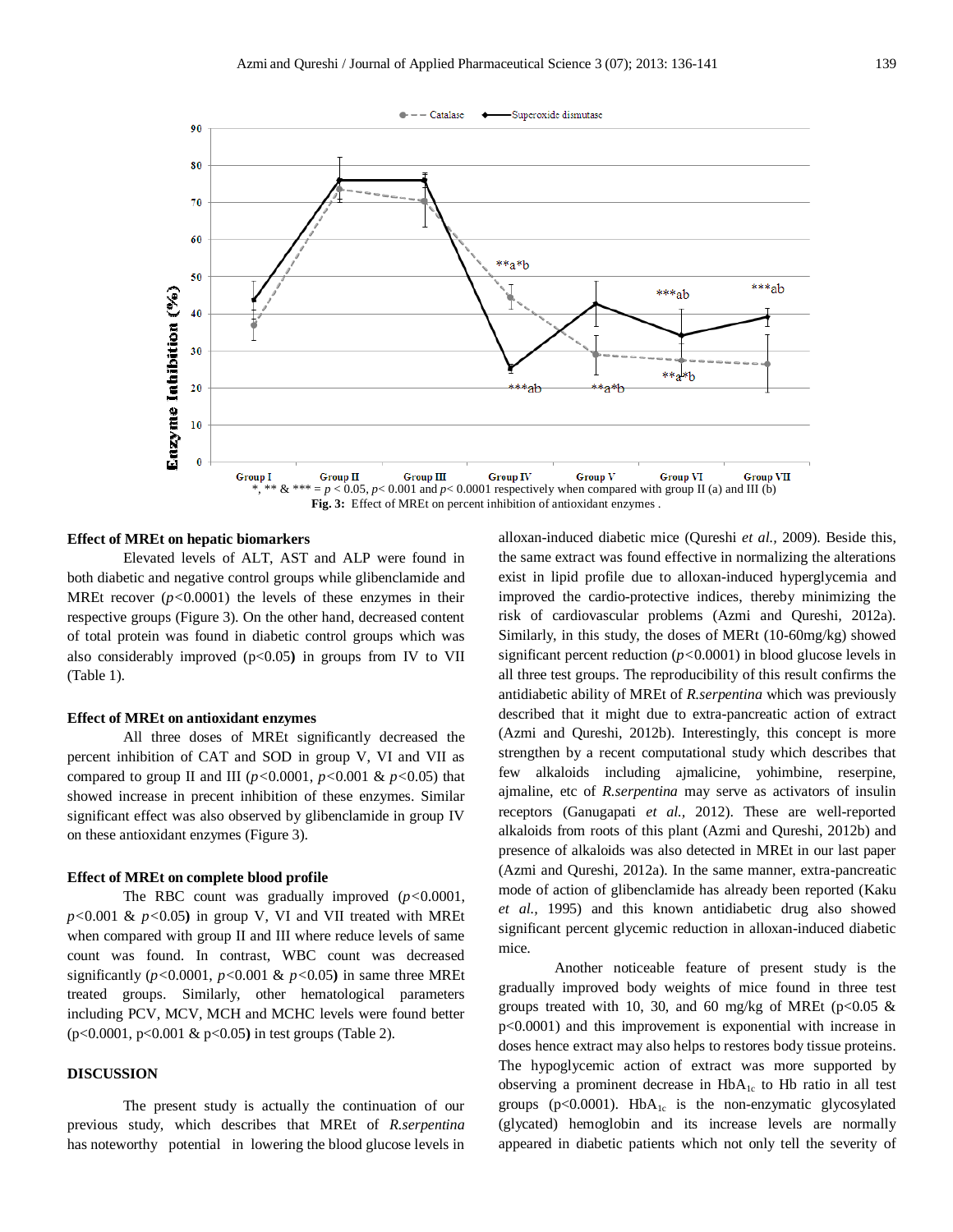*, ** & *** = $p < 0.05$, $p < 0.001$ and $p < 0.0001$ respectively when compared with group II (a) and III (b)

**Fig. 3:** Effect of MREt on percent inhibition of antioxidant enzymes .

### Effect of MREt on hepatic biomarkers

Elevated levels of ALT, AST and ALP were found in both diabetic and negative control groups while glibenclamide and MREt recover ($p<0.0001$) the levels of these enzymes in their respective groups (Figure 3). On the other hand, decreased content of total protein was found in diabetic control groups which was also considerably improved ($p<0.05$**)** in groups from IV to VII (Table 1).

### Effect of MREt on antioxidant enzymes

All three doses of MREt significantly decreased the percent inhibition of CAT and SOD in group V, VI and VII as compared to group II and III ($p<0.0001$, $p<0.001$ & $p<0.05$) that showed increase in precent inhibition of these enzymes. Similar significant effect was also observed by glibenclamide in group IV on these antioxidant enzymes (Figure 3).

### Effect of MREt on complete blood profile

The RBC count was gradually improved ($p<0.0001$, $p<0.001$ & $p<0.05$**)** in group V, VI and VII treated with MREt when compared with group II and III where reduce levels of same count was found. In contrast, WBC count was decreased significantly ($p<0.0001$, $p<0.001$ & $p<0.05$**)** in same three MREt treated groups. Similarly, other hematological parameters including PCV, MCV, MCH and MCHC levels were found better ($p<0.0001$, $p<0.001$ & $p<0.05$**)** in test groups (Table 2).

## DISCUSSION

The present study is actually the continuation of our previous study, which describes that MREt of *R.serpentina* has noteworthy potential in lowering the blood glucose levels in alloxan-induced diabetic mice (Qureshi *et al.*, 2009). Beside this, the same extract was found effective in normalizing the alterations exist in lipid profile due to alloxan-induced hyperglycemia and improved the cardio-protective indices, thereby minimizing the risk of cardiovascular problems (Azmi and Qureshi, 2012a). Similarly, in this study, the doses of MERt (10-60mg/kg) showed significant percent reduction ($p<0.0001$) in blood glucose levels in all three test groups. The reproducibility of this result confirms the antidiabetic ability of MREt of *R.serpentina* which was previously described that it might due to extra-pancreatic action of extract (Azmi and Qureshi, 2012b). Interestingly, this concept is more strengthen by a recent computational study which describes that few alkaloids including ajmalicine, yohimbine, reserpine, ajmaline, etc of *R.serpentina* may serve as activators of insulin receptors (Ganugapati *et al.,* 2012). These are well-reported alkaloids from roots of this plant (Azmi and Qureshi, 2012b) and presence of alkaloids was also detected in MREt in our last paper (Azmi and Qureshi, 2012a). In the same manner, extra-pancreatic mode of action of glibenclamide has already been reported (Kaku *et al.*, 1995) and this known antidiabetic drug also showed significant percent glycemic reduction in alloxan-induced diabetic mice.

Another noticeable feature of present study is the gradually improved body weights of mice found in three test groups treated with 10, 30, and 60 mg/kg of MREt ($p<0.05$ & $p<0.0001$) and this improvement is exponential with increase in doses hence extract may also helps to restores body tissue proteins. The hypoglycemic action of extract was more supported by observing a prominent decrease in $HbA_{1c}$ to Hb ratio in all test groups ($p<0.0001$). $HbA_{1c}$ is the non-enzymatic glycosylated (glycated) hemoglobin and its increase levels are normally appeared in diabetic patients which not only tell the severity of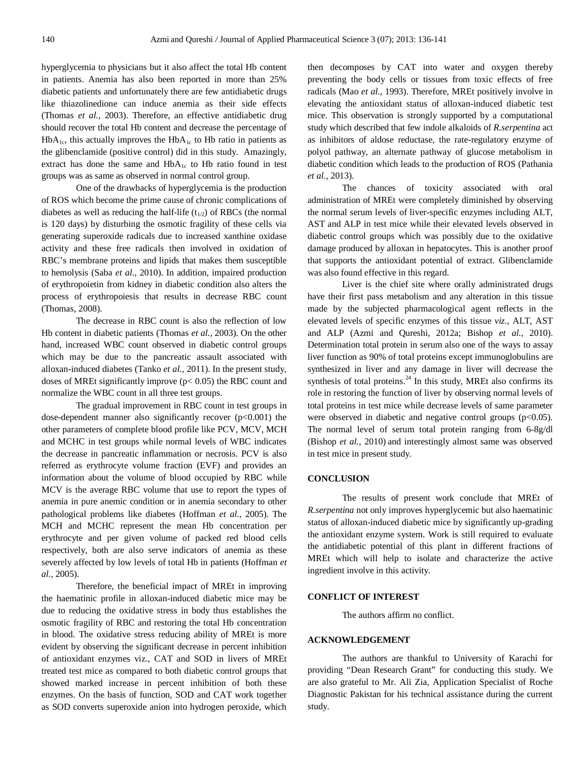hyperglycemia to physicians but it also affect the total Hb content in patients. Anemia has also been reported in more than 25% diabetic patients and unfortunately there are few antidiabetic drugs like thiazolinedione can induce anemia as their side effects (Thomas *et al.,* 2003). Therefore, an effective antidiabetic drug should recover the total Hb content and decrease the percentage of $HbA_{1c}$, this actually improves the $HbA_{1c}$ to Hb ratio in patients as the glibenclamide (positive control) did in this study. Amazingly, extract has done the same and $HbA_{1c}$ to Hb ratio found in test groups was as same as observed in normal control group.

One of the drawbacks of hyperglycemia is the production of ROS which become the prime cause of chronic complications of diabetes as well as reducing the half-life ($t_{1/2}$) of RBCs (the normal is 120 days) by disturbing the osmotic fragility of these cells via generating superoxide radicals due to increased xanthine oxidase activity and these free radicals then involved in oxidation of RBC's membrane proteins and lipids that makes them susceptible to hemolysis (Saba *et al.,* 2010). In addition, impaired production of erythropoietin from kidney in diabetic condition also alters the process of erythropoiesis that results in decrease RBC count (Thomas, 2008).

The decrease in RBC count is also the reflection of low Hb content in diabetic patients (Thomas *et al.,* 2003). On the other hand, increased WBC count observed in diabetic control groups which may be due to the pancreatic assault associated with alloxan-induced diabetes (Tanko *et al.,* 2011). In the present study, doses of MREt significantly improve ($p < 0.05$) the RBC count and normalize the WBC count in all three test groups.

The gradual improvement in RBC count in test groups in dose-dependent manner also significantly recover ($p<0.001$) the other parameters of complete blood profile like PCV, MCV, MCH and MCHC in test groups while normal levels of WBC indicates the decrease in pancreatic inflammation or necrosis. PCV is also referred as erythrocyte volume fraction (EVF) and provides an information about the volume of blood occupied by RBC while MCV is the average RBC volume that use to report the types of anemia in pure anemic condition or in anemia secondary to other pathological problems like diabetes (Hoffman *et al.,* 2005). The MCH and MCHC represent the mean Hb concentration per erythrocyte and per given volume of packed red blood cells respectively, both are also serve indicators of anemia as these severely affected by low levels of total Hb in patients (Hoffman *et al.,* 2005).

Therefore, the beneficial impact of MREt in improving the haematinic profile in alloxan-induced diabetic mice may be due to reducing the oxidative stress in body thus establishes the osmotic fragility of RBC and restoring the total Hb concentration in blood. The oxidative stress reducing ability of MREt is more evident by observing the significant decrease in percent inhibition of antioxidant enzymes viz., CAT and SOD in livers of MREt treated test mice as compared to both diabetic control groups that showed marked increase in percent inhibition of both these enzymes. On the basis of function, SOD and CAT work together as SOD converts superoxide anion into hydrogen peroxide, which then decomposes by CAT into water and oxygen thereby preventing the body cells or tissues from toxic effects of free radicals (Mao *et al.,* 1993). Therefore, MREt positively involve in elevating the antioxidant status of alloxan-induced diabetic test mice. This observation is strongly supported by a computational study which described that few indole alkaloids of *R.serpentina* act as inhibitors of aldose reductase, the rate-regulatory enzyme of polyol pathway, an alternate pathway of glucose metabolism in diabetic condition which leads to the production of ROS (Pathania *et al.,* 2013).

The chances of toxicity associated with oral administration of MREt were completely diminished by observing the normal serum levels of liver-specific enzymes including ALT, AST and ALP in test mice while their elevated levels observed in diabetic control groups which was possibly due to the oxidative damage produced by alloxan in hepatocytes. This is another proof that supports the antioxidant potential of extract. Glibenclamide was also found effective in this regard.

Liver is the chief site where orally administrated drugs have their first pass metabolism and any alteration in this tissue made by the subjected pharmacological agent reflects in the elevated levels of specific enzymes of this tissue *viz.,* ALT, AST and ALP (Azmi and Qureshi, 2012a; Bishop *et al.,* 2010). Determination total protein in serum also one of the ways to assay liver function as 90% of total proteins except immunoglobulins are synthesized in liver and any damage in liver will decrease the synthesis of total proteins.[24] In this study, MREt also confirms its role in restoring the function of liver by observing normal levels of total proteins in test mice while decrease levels of same parameter were observed in diabetic and negative control groups ($p<0.05$). The normal level of serum total protein ranging from 6-8g/dl (Bishop *et al.,* 2010) and interestingly almost same was observed in test mice in present study.

## CONCLUSION

The results of present work conclude that MREt of *R.serpentina* not only improves hyperglycemic but also haematinic status of alloxan-induced diabetic mice by significantly up-grading the antioxidant enzyme system. Work is still required to evaluate the antidiabetic potential of this plant in different fractions of MREt which will help to isolate and characterize the active ingredient involve in this activity.

## CONFLICT OF INTEREST

The authors affirm no conflict.

## ACKNOWLEDGEMENT

The authors are thankful to University of Karachi for providing "Dean Research Grant" for conducting this study. We are also grateful to Mr. Ali Zia, Application Specialist of Roche Diagnostic Pakistan for his technical assistance during the current study.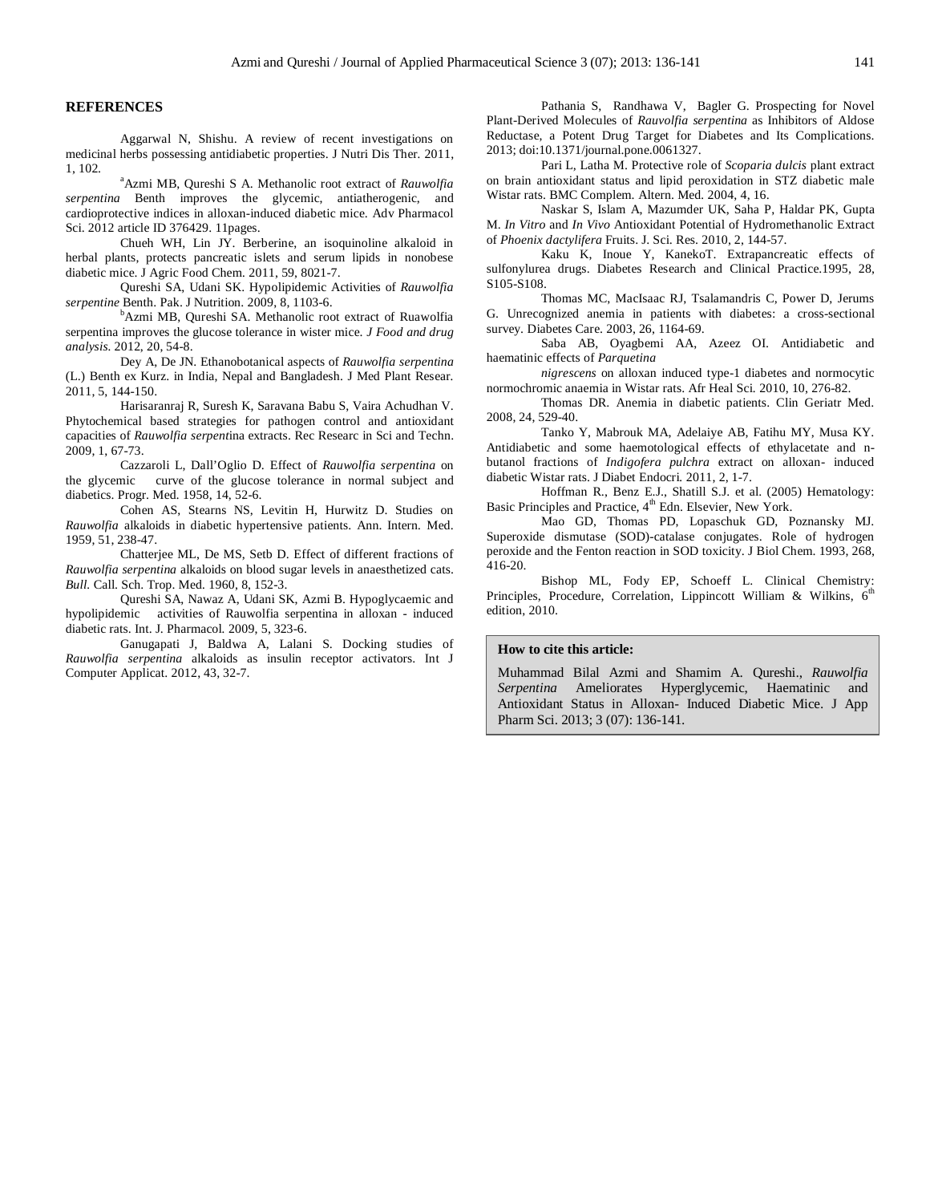## REFERENCES

Aggarwal N, Shishu. A review of recent investigations on medicinal herbs possessing antidiabetic properties. J Nutri Dis Ther. 2011, 1, 102.

[a]Azmi MB, Qureshi S A. Methanolic root extract of *Rauwolfia serpentina* Benth improves the glycemic, antiatherogenic, and cardioprotective indices in alloxan-induced diabetic mice. Adv Pharmacol Sci. 2012 article ID 376429. 11pages.

Chueh WH, Lin JY. Berberine, an isoquinoline alkaloid in herbal plants, protects pancreatic islets and serum lipids in nonobese diabetic mice. J Agric Food Chem. 2011, 59, 8021-7.

Qureshi SA, Udani SK. Hypolipidemic Activities of *Rauwolfia serpentine* Benth. Pak. J Nutrition. 2009, 8, 1103-6.

[b]Azmi MB, Qureshi SA. Methanolic root extract of Ruawolfia serpentina improves the glucose tolerance in wister mice. *J Food and drug analysis.* 2012, 20, 54-8.

Dey A, De JN. Ethanobotanical aspects of *Rauwolfia serpentina* (L.) Benth ex Kurz. in India, Nepal and Bangladesh. J Med Plant Resear. 2011, 5, 144-150.

Harisaranraj R, Suresh K, Saravana Babu S, Vaira Achudhan V. Phytochemical based strategies for pathogen control and antioxidant capacities of *Rauwolfia serpent*ina extracts. Rec Researc in Sci and Techn. 2009, 1, 67-73.

Cazzaroli L, Dall'Oglio D. Effect of *Rauwolfia serpentina* on the glycemic curve of the glucose tolerance in normal subject and diabetics. Progr. Med. 1958, 14, 52-6.

Cohen AS, Stearns NS, Levitin H, Hurwitz D. Studies on *Rauwolfia* alkaloids in diabetic hypertensive patients. Ann. Intern. Med. 1959, 51, 238-47.

Chatterjee ML, De MS, Setb D. Effect of different fractions of *Rauwolfia serpentina* alkaloids on blood sugar levels in anaesthetized cats. *Bull.* Call. Sch. Trop. Med. 1960, 8, 152-3.

Qureshi SA, Nawaz A, Udani SK, Azmi B. Hypoglycaemic and hypolipidemic activities of Rauwolfia serpentina in alloxan - induced diabetic rats. Int. J. Pharmacol. 2009, 5, 323-6.

Ganugapati J, Baldwa A, Lalani S. Docking studies of *Rauwolfia serpentina* alkaloids as insulin receptor activators. Int J Computer Applicat. 2012, 43, 32-7.

Pathania S, Randhawa V, Bagler G. Prospecting for Novel Plant-Derived Molecules of *Rauvolfia serpentina* as Inhibitors of Aldose Reductase, a Potent Drug Target for Diabetes and Its Complications. 2013; doi:10.1371/journal.pone.0061327.

Pari L, Latha M. Protective role of *Scoparia dulcis* plant extract on brain antioxidant status and lipid peroxidation in STZ diabetic male Wistar rats. BMC Complem. Altern. Med. 2004, 4, 16.

Naskar S, Islam A, Mazumder UK, Saha P, Haldar PK, Gupta M. *In Vitro* and *In Vivo* Antioxidant Potential of Hydromethanolic Extract of *Phoenix dactylifera* Fruits. J. Sci. Res. 2010, 2, 144-57.

Kaku K, Inoue Y, KanekoT. Extrapancreatic effects of sulfonylurea drugs. Diabetes Research and Clinical Practice.1995, 28, S105-S108.

Thomas MC, MacIsaac RJ, Tsalamandris C, Power D, Jerums G. Unrecognized anemia in patients with diabetes: a cross-sectional survey. Diabetes Care. 2003, 26, 1164-69.

Saba AB, Oyagbemi AA, Azeez OI. Antidiabetic and haematinic effects of *Parquetina nigrescens* on alloxan induced type-1 diabetes and normocytic normochromic anaemia in Wistar rats. Afr Heal Sci. 2010, 10, 276-82.

Thomas DR. Anemia in diabetic patients. Clin Geriatr Med. 2008, 24, 529-40.

Tanko Y, Mabrouk MA, Adelaiye AB, Fatihu MY, Musa KY. Antidiabetic and some haemotological effects of ethylacetate and n-butanol fractions of *Indigofera pulchra* extract on alloxan- induced diabetic Wistar rats. J Diabet Endocri. 2011, 2, 1-7.

Hoffman R., Benz E.J., Shatill S.J. et al. (2005) Hematology: Basic Principles and Practice, 4th Edn. Elsevier, New York.

Mao GD, Thomas PD, Lopaschuk GD, Poznansky MJ. Superoxide dismutase (SOD)-catalase conjugates. Role of hydrogen peroxide and the Fenton reaction in SOD toxicity. J Biol Chem. 1993, 268, 416-20.

Bishop ML, Fody EP, Schoeff L. Clinical Chemistry: Principles, Procedure, Correlation, Lippincott William & Wilkins, 6th edition, 2010.

**How to cite this article:**

Muhammad Bilal Azmi and Shamim A. Qureshi., *Rauwolfia Serpentina* Ameliorates Hyperglycemic, Haematinic and Antioxidant Status in Alloxan- Induced Diabetic Mice. J App Pharm Sci. 2013; 3 (07): 136-141.